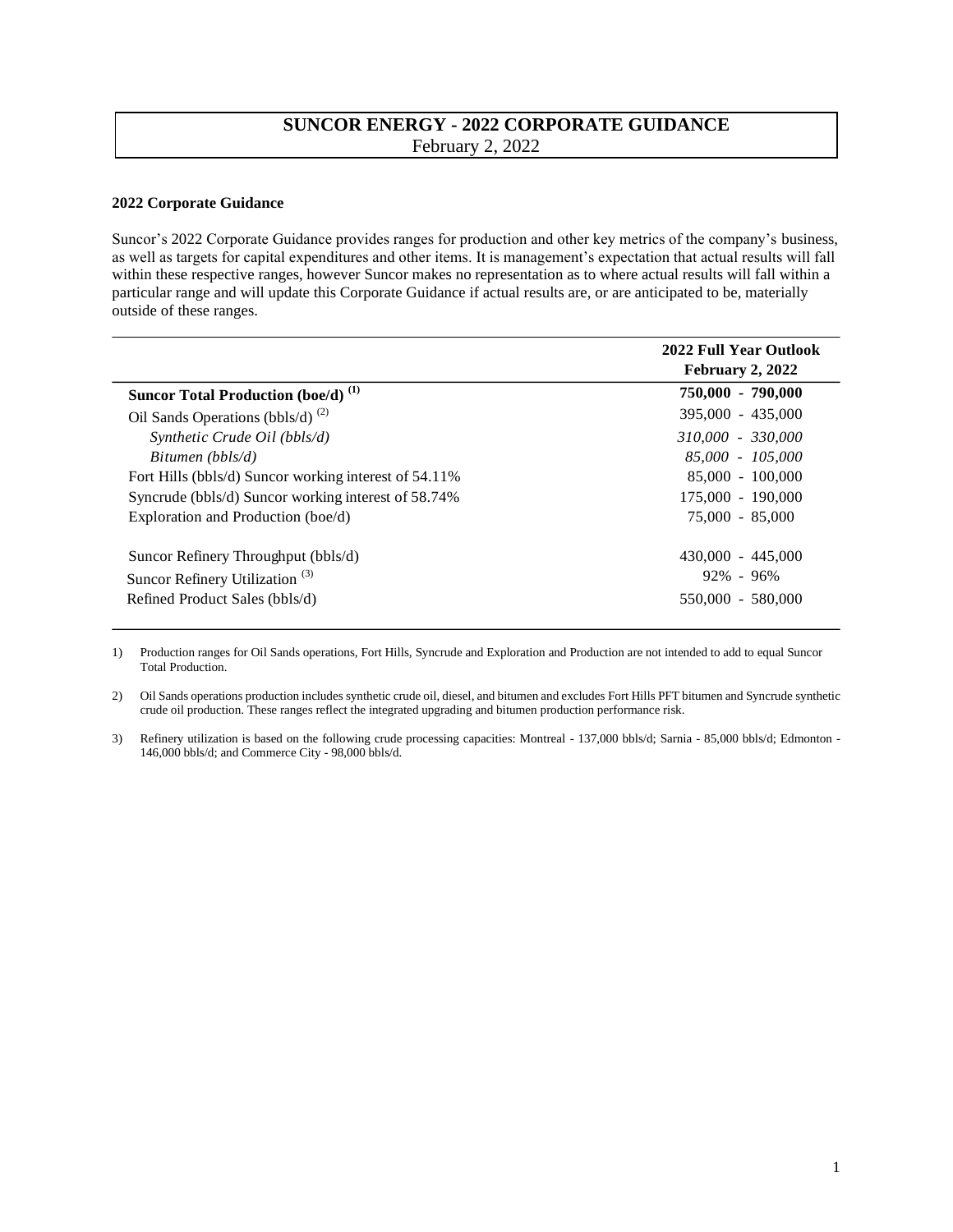# SUNCOR ENERGY - 2022 CORPORATE GUIDANCE

February 2, 2022

### 2022 Corporate Guidance

Suncor's 2022 Corporate Guidance provides ranges for production and other key metrics of the company's business, as well as targets for capital expenditures and other items. It is management's expectation that actual results will fall within these respective ranges, however Suncor makes no representation as to where actual results will fall within a particular range and will update this Corporate Guidance if actual results are, or are anticipated to be, materially outside of these ranges.

| | **2022 Full Year Outlook February 2, 2022** |
|---|---|
| **Suncor Total Production (boe/d)** [(1)] | **750,000 - 790,000** |
| Oil Sands Operations (bbls/d) [(2)] | 395,000 - 435,000 |
| *Synthetic Crude Oil (bbls/d)* | *310,000 - 330,000* |
| *Bitumen (bbls/d)* | *85,000 - 105,000* |
| Fort Hills (bbls/d) Suncor working interest of 54.11% | 85,000 - 100,000 |
| Syncrude (bbls/d) Suncor working interest of 58.74% | 175,000 - 190,000 |
| Exploration and Production (boe/d) | 75,000 - 85,000 |
| Suncor Refinery Throughput (bbls/d) | 430,000 - 445,000 |
| Suncor Refinery Utilization [(3)] | 92% - 96% |
| Refined Product Sales (bbls/d) | 550,000 - 580,000 |

1) Production ranges for Oil Sands operations, Fort Hills, Syncrude and Exploration and Production are not intended to add to equal Suncor Total Production.

2) Oil Sands operations production includes synthetic crude oil, diesel, and bitumen and excludes Fort Hills PFT bitumen and Syncrude synthetic crude oil production. These ranges reflect the integrated upgrading and bitumen production performance risk.

3) Refinery utilization is based on the following crude processing capacities: Montreal - 137,000 bbls/d; Sarnia - 85,000 bbls/d; Edmonton - 146,000 bbls/d; and Commerce City - 98,000 bbls/d.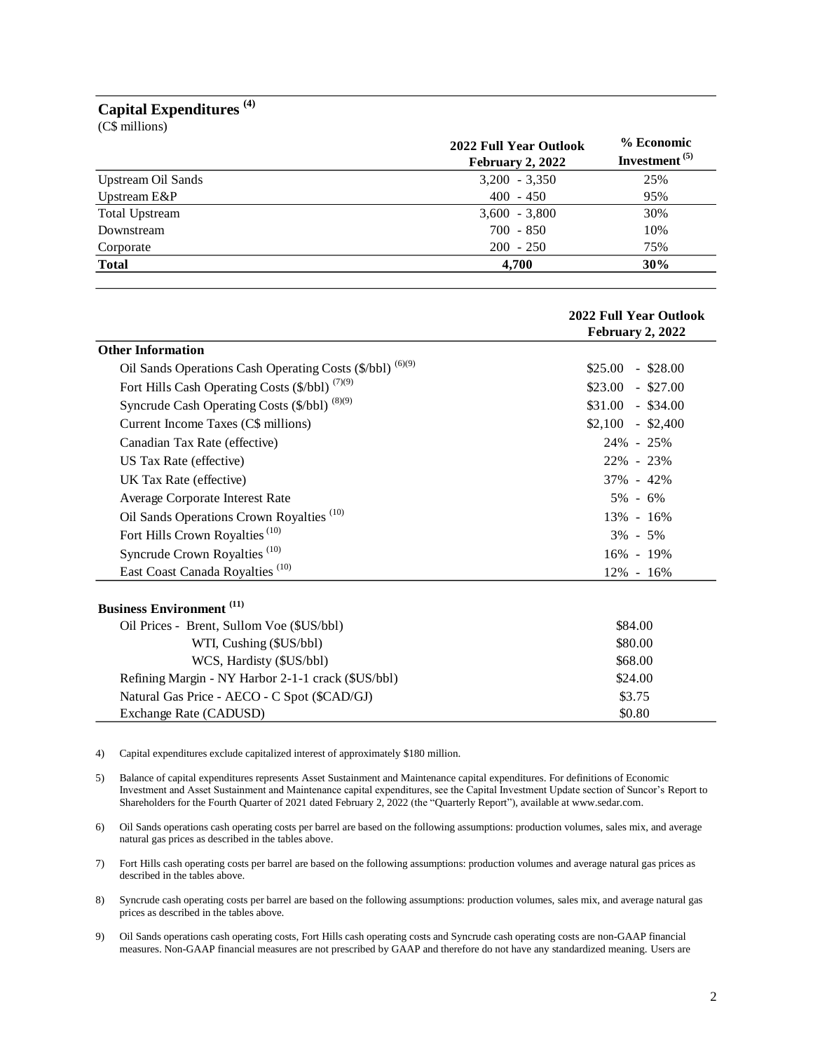## Capital Expenditures [4]

(C$ millions)

| | 2022 Full Year Outlook February 2, 2022 | % Economic Investment [5] |
|---|---|---|
| Upstream Oil Sands | 3,200 - 3,350 | 25% |
| Upstream E&P | 400 - 450 | 95% |
| Total Upstream | 3,600 - 3,800 | 30% |
| Downstream | 700 - 850 | 10% |
| Corporate | 200 - 250 | 75% |
| **Total** | **4,700** | **30%** |

| | 2022 Full Year Outlook February 2, 2022 |
|---|---|
| **Other Information** | |
| Oil Sands Operations Cash Operating Costs ($/bbl) [6][9] | $25.00 - $28.00 |
| Fort Hills Cash Operating Costs ($/bbl) [7][9] | $23.00 - $27.00 |
| Syncrude Cash Operating Costs ($/bbl) [8][9] | $31.00 - $34.00 |
| Current Income Taxes (C$ millions) | $2,100 - $2,400 |
| Canadian Tax Rate (effective) | 24% - 25% |
| US Tax Rate (effective) | 22% - 23% |
| UK Tax Rate (effective) | 37% - 42% |
| Average Corporate Interest Rate | 5% - 6% |
| Oil Sands Operations Crown Royalties [10] | 13% - 16% |
| Fort Hills Crown Royalties [10] | 3% - 5% |
| Syncrude Crown Royalties [10] | 16% - 19% |
| East Coast Canada Royalties [10] | 12% - 16% |
| **Business Environment [11]** | |
| Oil Prices - Brent, Sullom Voe ($US/bbl) | $84.00 |
| WTI, Cushing ($US/bbl) | $80.00 |
| WCS, Hardisty ($US/bbl) | $68.00 |
| Refining Margin - NY Harbor 2-1-1 crack ($US/bbl) | $24.00 |
| Natural Gas Price - AECO - C Spot ($CAD/GJ) | $3.75 |
| Exchange Rate (CADUSD) | $0.80 |

4) Capital expenditures exclude capitalized interest of approximately $180 million.

5) Balance of capital expenditures represents Asset Sustainment and Maintenance capital expenditures. For definitions of Economic Investment and Asset Sustainment and Maintenance capital expenditures, see the Capital Investment Update section of Suncor's Report to Shareholders for the Fourth Quarter of 2021 dated February 2, 2022 (the "Quarterly Report"), available at www.sedar.com.

6) Oil Sands operations cash operating costs per barrel are based on the following assumptions: production volumes, sales mix, and average natural gas prices as described in the tables above.

7) Fort Hills cash operating costs per barrel are based on the following assumptions: production volumes and average natural gas prices as described in the tables above.

8) Syncrude cash operating costs per barrel are based on the following assumptions: production volumes, sales mix, and average natural gas prices as described in the tables above.

9) Oil Sands operations cash operating costs, Fort Hills cash operating costs and Syncrude cash operating costs are non-GAAP financial measures. Non-GAAP financial measures are not prescribed by GAAP and therefore do not have any standardized meaning. Users are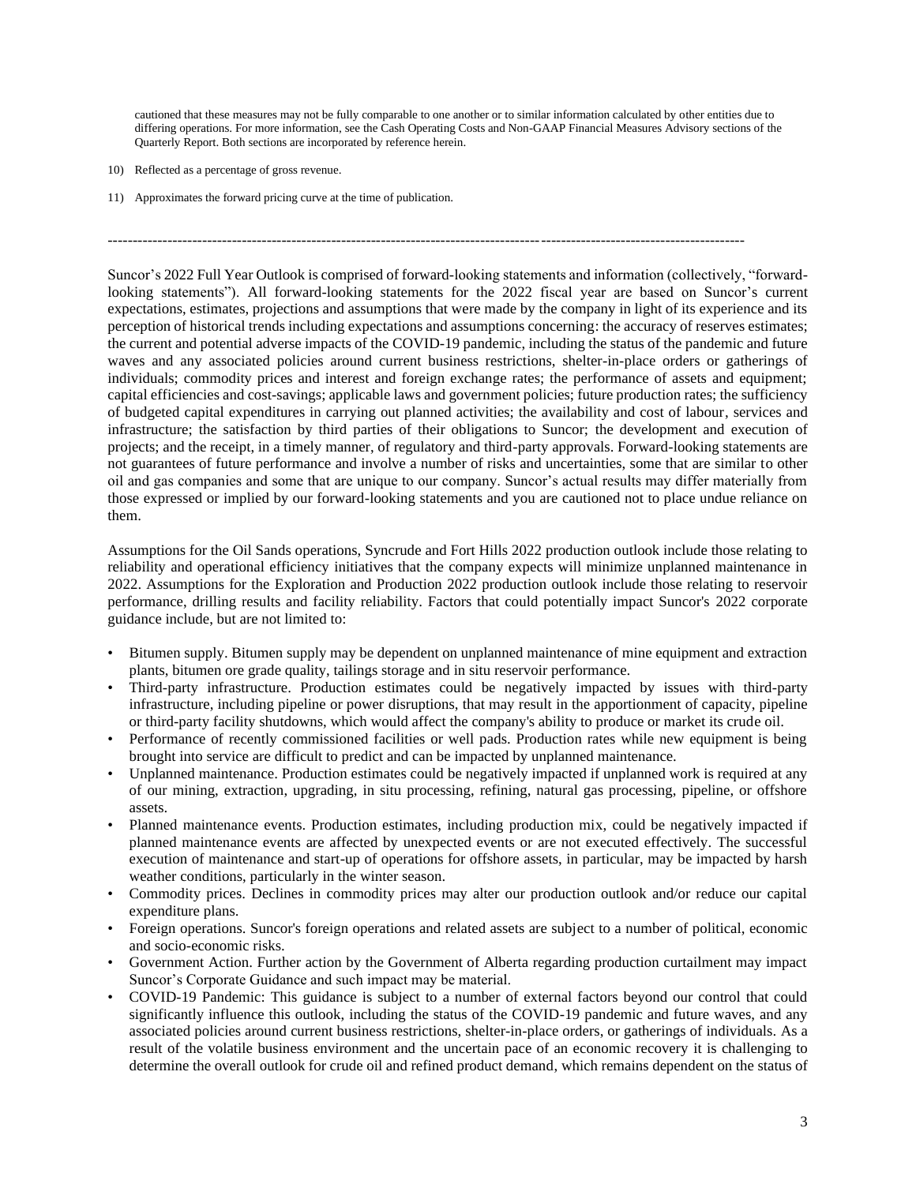cautioned that these measures may not be fully comparable to one another or to similar information calculated by other entities due to differing operations. For more information, see the Cash Operating Costs and Non-GAAP Financial Measures Advisory sections of the Quarterly Report. Both sections are incorporated by reference herein.

10) Reflected as a percentage of gross revenue.

11) Approximates the forward pricing curve at the time of publication.

---

Suncor's 2022 Full Year Outlook is comprised of forward-looking statements and information (collectively, "forward-looking statements"). All forward-looking statements for the 2022 fiscal year are based on Suncor's current expectations, estimates, projections and assumptions that were made by the company in light of its experience and its perception of historical trends including expectations and assumptions concerning: the accuracy of reserves estimates; the current and potential adverse impacts of the COVID-19 pandemic, including the status of the pandemic and future waves and any associated policies around current business restrictions, shelter-in-place orders or gatherings of individuals; commodity prices and interest and foreign exchange rates; the performance of assets and equipment; capital efficiencies and cost-savings; applicable laws and government policies; future production rates; the sufficiency of budgeted capital expenditures in carrying out planned activities; the availability and cost of labour, services and infrastructure; the satisfaction by third parties of their obligations to Suncor; the development and execution of projects; and the receipt, in a timely manner, of regulatory and third-party approvals. Forward-looking statements are not guarantees of future performance and involve a number of risks and uncertainties, some that are similar to other oil and gas companies and some that are unique to our company. Suncor's actual results may differ materially from those expressed or implied by our forward-looking statements and you are cautioned not to place undue reliance on them.

Assumptions for the Oil Sands operations, Syncrude and Fort Hills 2022 production outlook include those relating to reliability and operational efficiency initiatives that the company expects will minimize unplanned maintenance in 2022. Assumptions for the Exploration and Production 2022 production outlook include those relating to reservoir performance, drilling results and facility reliability. Factors that could potentially impact Suncor's 2022 corporate guidance include, but are not limited to:

- Bitumen supply. Bitumen supply may be dependent on unplanned maintenance of mine equipment and extraction plants, bitumen ore grade quality, tailings storage and in situ reservoir performance.
- Third-party infrastructure. Production estimates could be negatively impacted by issues with third-party infrastructure, including pipeline or power disruptions, that may result in the apportionment of capacity, pipeline or third-party facility shutdowns, which would affect the company's ability to produce or market its crude oil.
- Performance of recently commissioned facilities or well pads. Production rates while new equipment is being brought into service are difficult to predict and can be impacted by unplanned maintenance.
- Unplanned maintenance. Production estimates could be negatively impacted if unplanned work is required at any of our mining, extraction, upgrading, in situ processing, refining, natural gas processing, pipeline, or offshore assets.
- Planned maintenance events. Production estimates, including production mix, could be negatively impacted if planned maintenance events are affected by unexpected events or are not executed effectively. The successful execution of maintenance and start-up of operations for offshore assets, in particular, may be impacted by harsh weather conditions, particularly in the winter season.
- Commodity prices. Declines in commodity prices may alter our production outlook and/or reduce our capital expenditure plans.
- Foreign operations. Suncor's foreign operations and related assets are subject to a number of political, economic and socio-economic risks.
- Government Action. Further action by the Government of Alberta regarding production curtailment may impact Suncor's Corporate Guidance and such impact may be material.
- COVID-19 Pandemic: This guidance is subject to a number of external factors beyond our control that could significantly influence this outlook, including the status of the COVID-19 pandemic and future waves, and any associated policies around current business restrictions, shelter-in-place orders, or gatherings of individuals. As a result of the volatile business environment and the uncertain pace of an economic recovery it is challenging to determine the overall outlook for crude oil and refined product demand, which remains dependent on the status of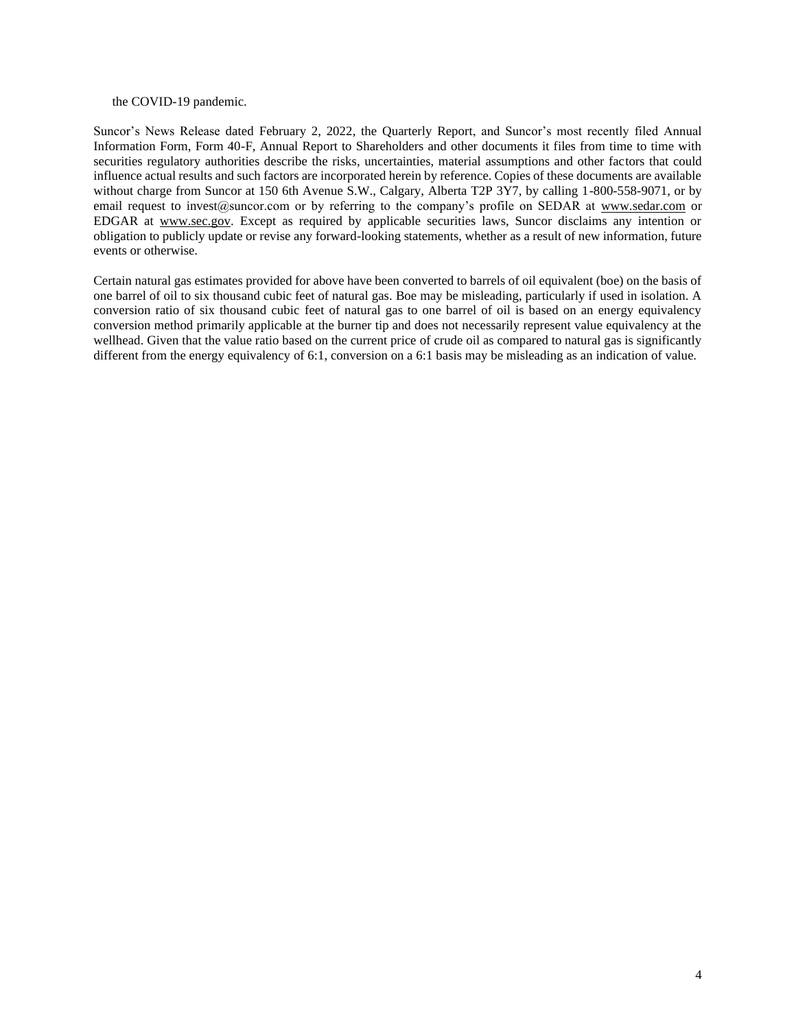the COVID-19 pandemic.

Suncor's News Release dated February 2, 2022, the Quarterly Report, and Suncor's most recently filed Annual Information Form, Form 40-F, Annual Report to Shareholders and other documents it files from time to time with securities regulatory authorities describe the risks, uncertainties, material assumptions and other factors that could influence actual results and such factors are incorporated herein by reference. Copies of these documents are available without charge from Suncor at 150 6th Avenue S.W., Calgary, Alberta T2P 3Y7, by calling 1-800-558-9071, or by email request to invest@suncor.com or by referring to the company's profile on SEDAR at www.sedar.com or EDGAR at www.sec.gov. Except as required by applicable securities laws, Suncor disclaims any intention or obligation to publicly update or revise any forward-looking statements, whether as a result of new information, future events or otherwise.

Certain natural gas estimates provided for above have been converted to barrels of oil equivalent (boe) on the basis of one barrel of oil to six thousand cubic feet of natural gas. Boe may be misleading, particularly if used in isolation. A conversion ratio of six thousand cubic feet of natural gas to one barrel of oil is based on an energy equivalency conversion method primarily applicable at the burner tip and does not necessarily represent value equivalency at the wellhead. Given that the value ratio based on the current price of crude oil as compared to natural gas is significantly different from the energy equivalency of 6:1, conversion on a 6:1 basis may be misleading as an indication of value.